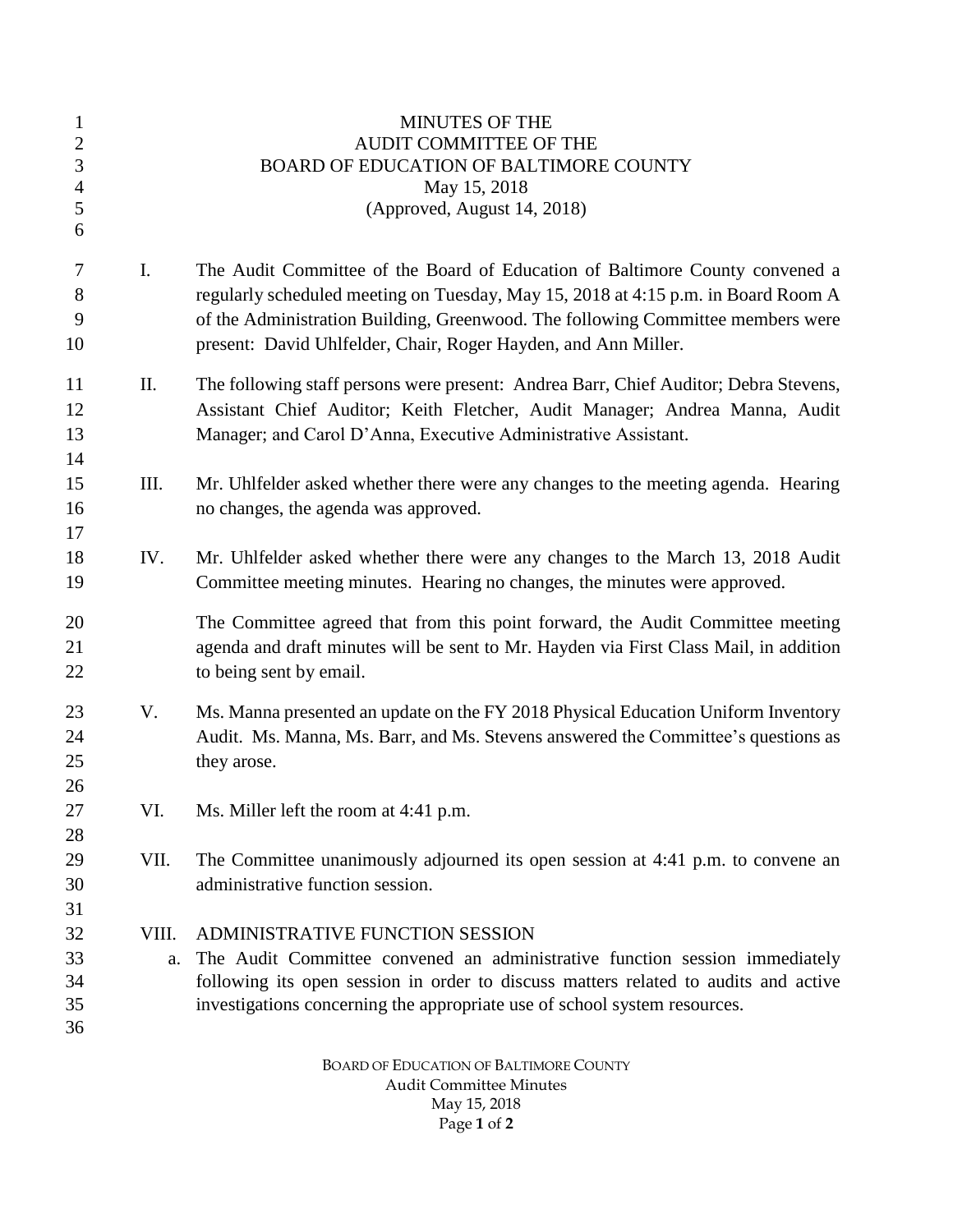# MINUTES OF THE AUDIT COMMITTEE OF THE BOARD OF EDUCATION OF BALTIMORE COUNTY

May 15, 2018

(Approved, August 14, 2018)

I. The Audit Committee of the Board of Education of Baltimore County convened a regularly scheduled meeting on Tuesday, May 15, 2018 at 4:15 p.m. in Board Room A of the Administration Building, Greenwood. The following Committee members were present: David Uhlfelder, Chair, Roger Hayden, and Ann Miller.

II. The following staff persons were present: Andrea Barr, Chief Auditor; Debra Stevens, Assistant Chief Auditor; Keith Fletcher, Audit Manager; Andrea Manna, Audit Manager; and Carol D'Anna, Executive Administrative Assistant.

III. Mr. Uhlfelder asked whether there were any changes to the meeting agenda. Hearing no changes, the agenda was approved.

IV. Mr. Uhlfelder asked whether there were any changes to the March 13, 2018 Audit Committee meeting minutes. Hearing no changes, the minutes were approved.

The Committee agreed that from this point forward, the Audit Committee meeting agenda and draft minutes will be sent to Mr. Hayden via First Class Mail, in addition to being sent by email.

V. Ms. Manna presented an update on the FY 2018 Physical Education Uniform Inventory Audit. Ms. Manna, Ms. Barr, and Ms. Stevens answered the Committee's questions as they arose.

VI. Ms. Miller left the room at 4:41 p.m.

VII. The Committee unanimously adjourned its open session at 4:41 p.m. to convene an administrative function session.

VIII. ADMINISTRATIVE FUNCTION SESSION

a. The Audit Committee convened an administrative function session immediately following its open session in order to discuss matters related to audits and active investigations concerning the appropriate use of school system resources.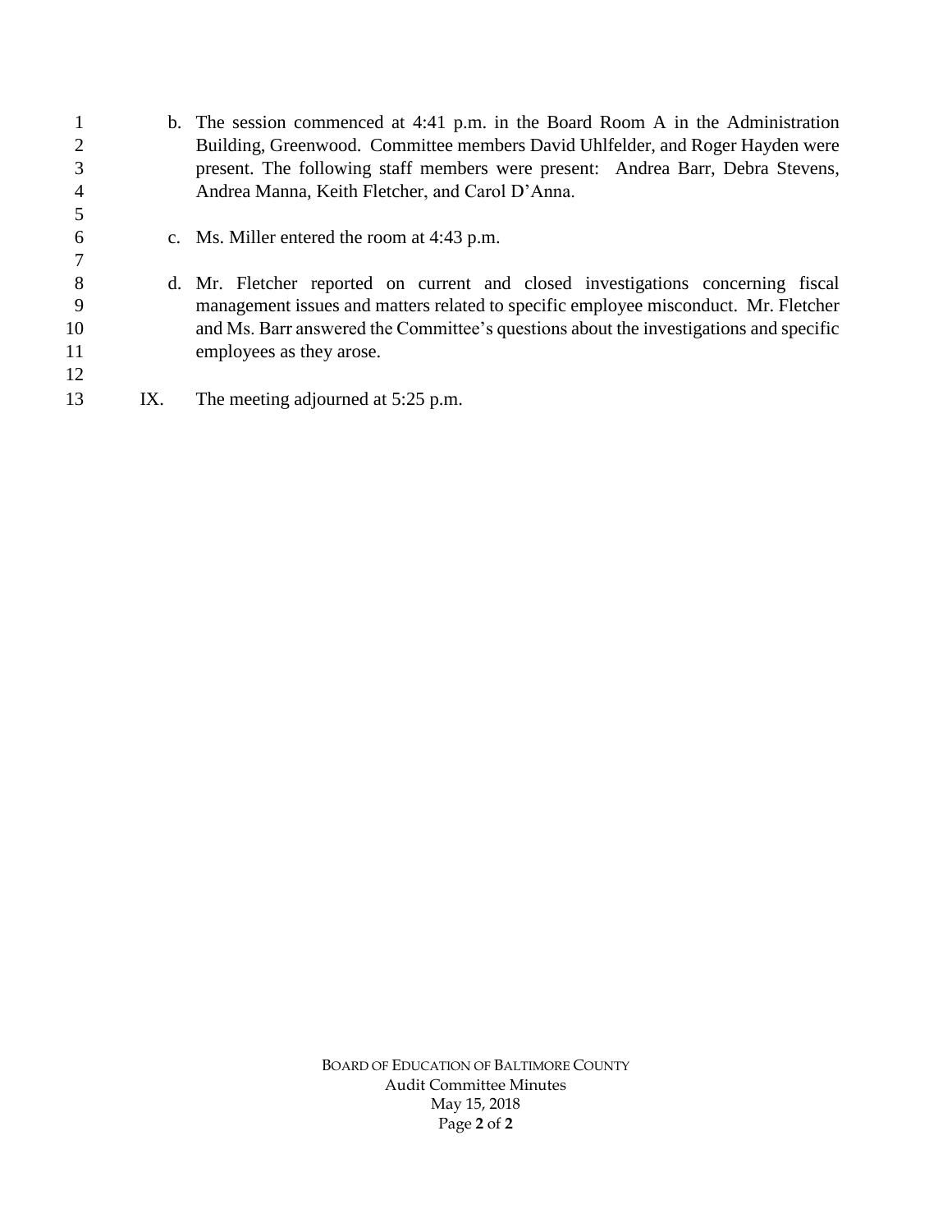b. The session commenced at 4:41 p.m. in the Board Room A in the Administration Building, Greenwood. Committee members David Uhlfelder, and Roger Hayden were present. The following staff members were present: Andrea Barr, Debra Stevens, Andrea Manna, Keith Fletcher, and Carol D'Anna.

c. Ms. Miller entered the room at 4:43 p.m.

d. Mr. Fletcher reported on current and closed investigations concerning fiscal management issues and matters related to specific employee misconduct. Mr. Fletcher and Ms. Barr answered the Committee's questions about the investigations and specific employees as they arose.

IX. The meeting adjourned at 5:25 p.m.